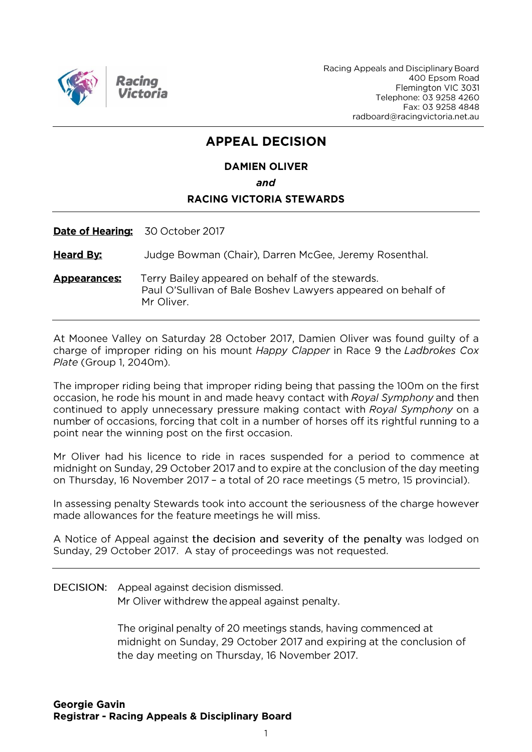Racing Victoria

Racing Appeals and Disciplinary Board
400 Epsom Road
Flemington VIC 3031
Telephone: 03 9258 4260
Fax: 03 9258 4848
radboard@racingvictoria.net.au

# APPEAL DECISION

**DAMIEN OLIVER**

***and***

**RACING VICTORIA STEWARDS**

**Date of Hearing:** 30 October 2017

**Heard By:** Judge Bowman (Chair), Darren McGee, Jeremy Rosenthal.

**Appearances:** Terry Bailey appeared on behalf of the stewards.
Paul O'Sullivan of Bale Boshev Lawyers appeared on behalf of Mr Oliver.

At Moonee Valley on Saturday 28 October 2017, Damien Oliver was found guilty of a charge of improper riding on his mount *Happy Clapper* in Race 9 the *Ladbrokes Cox Plate* (Group 1, 2040m).

The improper riding being that improper riding being that passing the 100m on the first occasion, he rode his mount in and made heavy contact with *Royal Symphony* and then continued to apply unnecessary pressure making contact with *Royal Symphony* on a number of occasions, forcing that colt in a number of horses off its rightful running to a point near the winning post on the first occasion.

Mr Oliver had his licence to ride in races suspended for a period to commence at midnight on Sunday, 29 October 2017 and to expire at the conclusion of the day meeting on Thursday, 16 November 2017 – a total of 20 race meetings (5 metro, 15 provincial).

In assessing penalty Stewards took into account the seriousness of the charge however made allowances for the feature meetings he will miss.

A Notice of Appeal against the decision and severity of the penalty was lodged on Sunday, 29 October 2017. A stay of proceedings was not requested.

DECISION: Appeal against decision dismissed.
Mr Oliver withdrew the appeal against penalty.

The original penalty of 20 meetings stands, having commenced at midnight on Sunday, 29 October 2017 and expiring at the conclusion of the day meeting on Thursday, 16 November 2017.

**Georgie Gavin**
**Registrar - Racing Appeals & Disciplinary Board**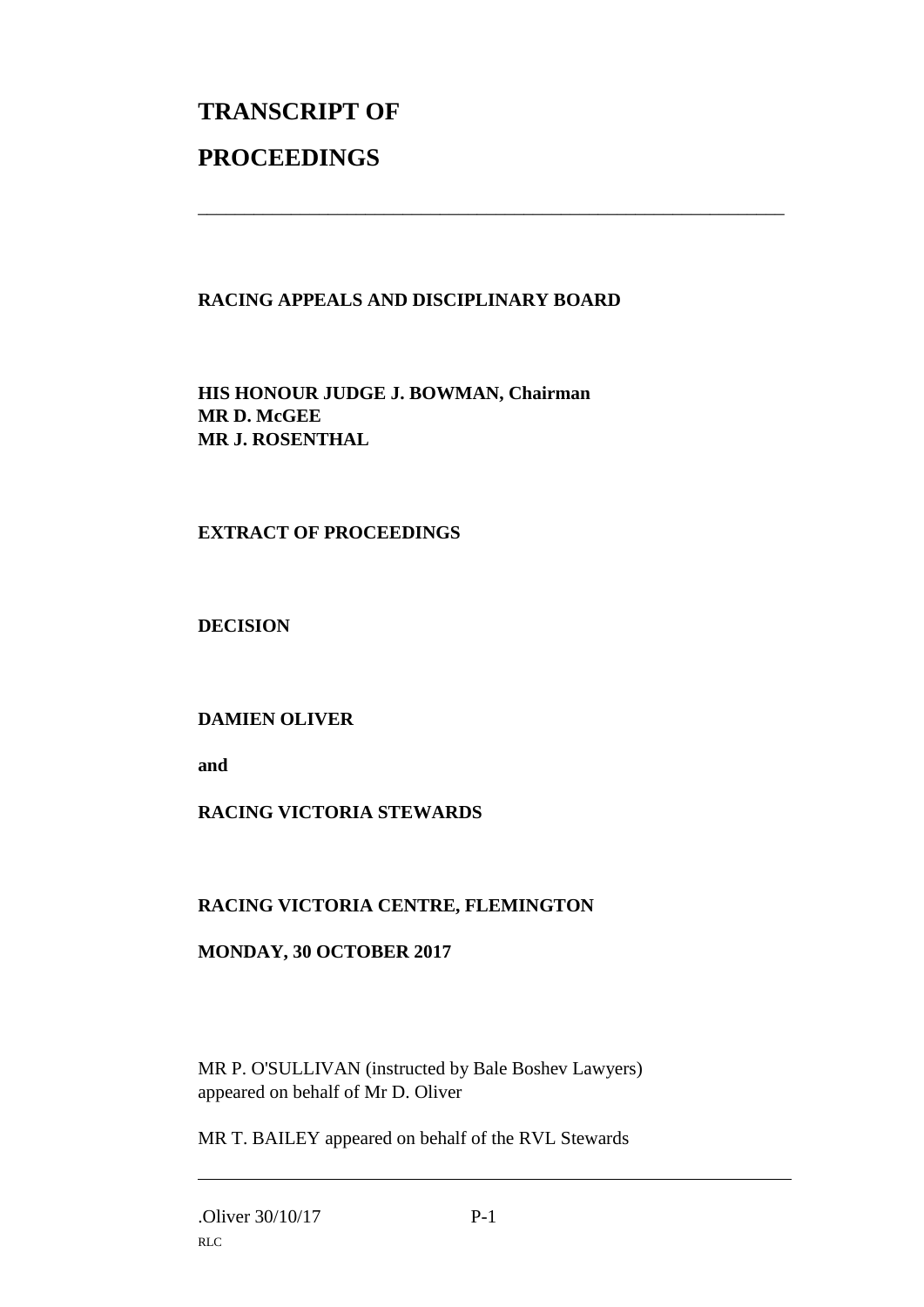# TRANSCRIPT OF

# PROCEEDINGS

---

**RACING APPEALS AND DISCIPLINARY BOARD**

**HIS HONOUR JUDGE J. BOWMAN, Chairman**
**MR D. McGEE**
**MR J. ROSENTHAL**

**EXTRACT OF PROCEEDINGS**

**DECISION**

**DAMIEN OLIVER**

**and**

**RACING VICTORIA STEWARDS**

**RACING VICTORIA CENTRE, FLEMINGTON**

**MONDAY, 30 OCTOBER 2017**

MR P. O'SULLIVAN (instructed by Bale Boshev Lawyers) appeared on behalf of Mr D. Oliver

MR T. BAILEY appeared on behalf of the RVL Stewards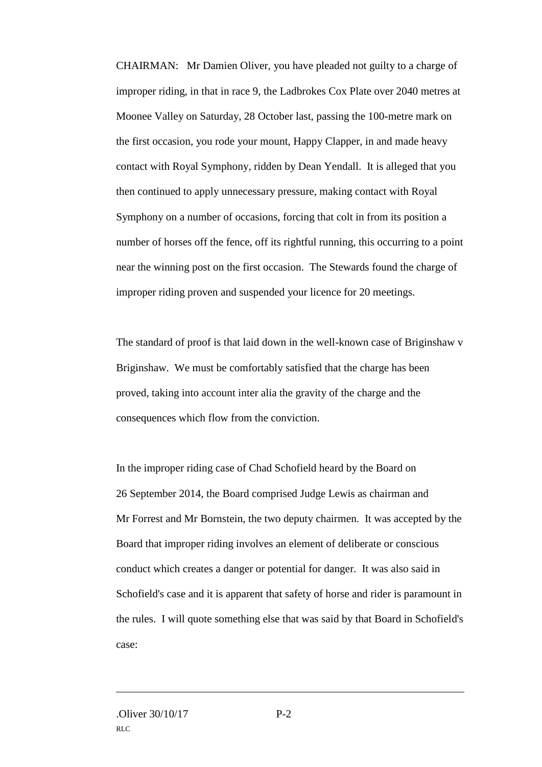CHAIRMAN: Mr Damien Oliver, you have pleaded not guilty to a charge of improper riding, in that in race 9, the Ladbrokes Cox Plate over 2040 metres at Moonee Valley on Saturday, 28 October last, passing the 100-metre mark on the first occasion, you rode your mount, Happy Clapper, in and made heavy contact with Royal Symphony, ridden by Dean Yendall. It is alleged that you then continued to apply unnecessary pressure, making contact with Royal Symphony on a number of occasions, forcing that colt in from its position a number of horses off the fence, off its rightful running, this occurring to a point near the winning post on the first occasion. The Stewards found the charge of improper riding proven and suspended your licence for 20 meetings.

The standard of proof is that laid down in the well-known case of Briginshaw v Briginshaw. We must be comfortably satisfied that the charge has been proved, taking into account inter alia the gravity of the charge and the consequences which flow from the conviction.

In the improper riding case of Chad Schofield heard by the Board on 26 September 2014, the Board comprised Judge Lewis as chairman and Mr Forrest and Mr Bornstein, the two deputy chairmen. It was accepted by the Board that improper riding involves an element of deliberate or conscious conduct which creates a danger or potential for danger. It was also said in Schofield's case and it is apparent that safety of horse and rider is paramount in the rules. I will quote something else that was said by that Board in Schofield's case: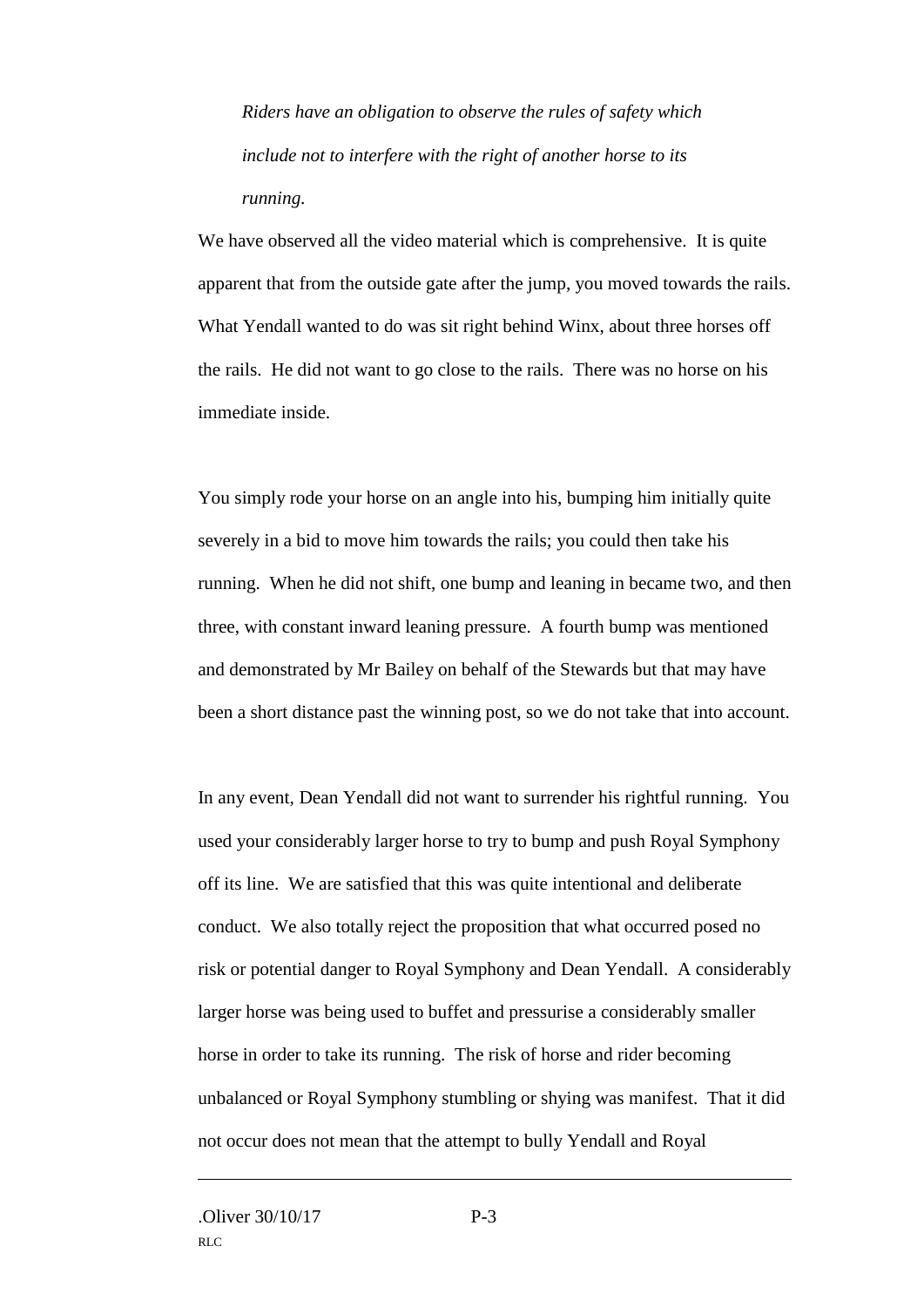*Riders have an obligation to observe the rules of safety which include not to interfere with the right of another horse to its running.*

We have observed all the video material which is comprehensive. It is quite apparent that from the outside gate after the jump, you moved towards the rails. What Yendall wanted to do was sit right behind Winx, about three horses off the rails. He did not want to go close to the rails. There was no horse on his immediate inside.

You simply rode your horse on an angle into his, bumping him initially quite severely in a bid to move him towards the rails; you could then take his running. When he did not shift, one bump and leaning in became two, and then three, with constant inward leaning pressure. A fourth bump was mentioned and demonstrated by Mr Bailey on behalf of the Stewards but that may have been a short distance past the winning post, so we do not take that into account.

In any event, Dean Yendall did not want to surrender his rightful running. You used your considerably larger horse to try to bump and push Royal Symphony off its line. We are satisfied that this was quite intentional and deliberate conduct. We also totally reject the proposition that what occurred posed no risk or potential danger to Royal Symphony and Dean Yendall. A considerably larger horse was being used to buffet and pressurise a considerably smaller horse in order to take its running. The risk of horse and rider becoming unbalanced or Royal Symphony stumbling or shying was manifest. That it did not occur does not mean that the attempt to bully Yendall and Royal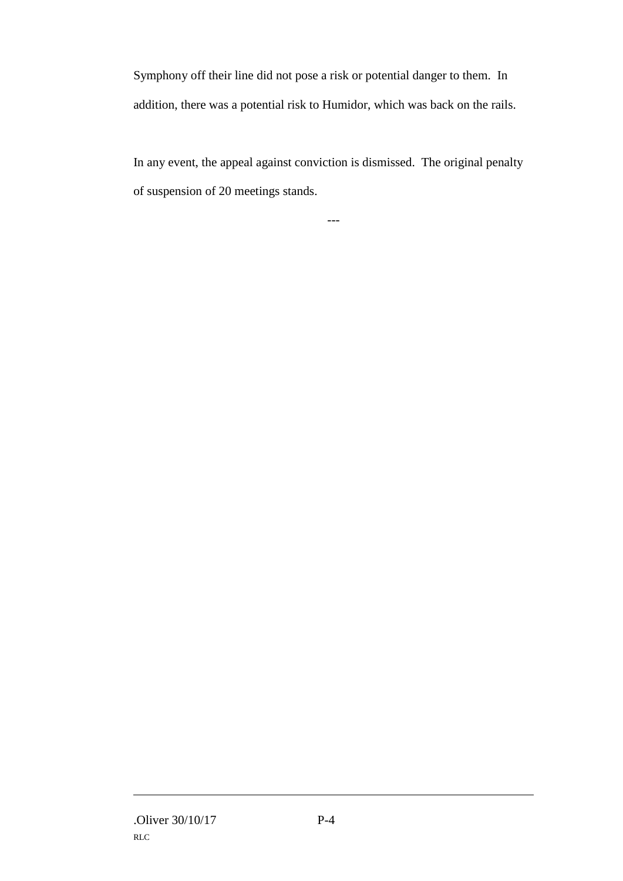Symphony off their line did not pose a risk or potential danger to them. In addition, there was a potential risk to Humidor, which was back on the rails.

In any event, the appeal against conviction is dismissed. The original penalty of suspension of 20 meetings stands.

---